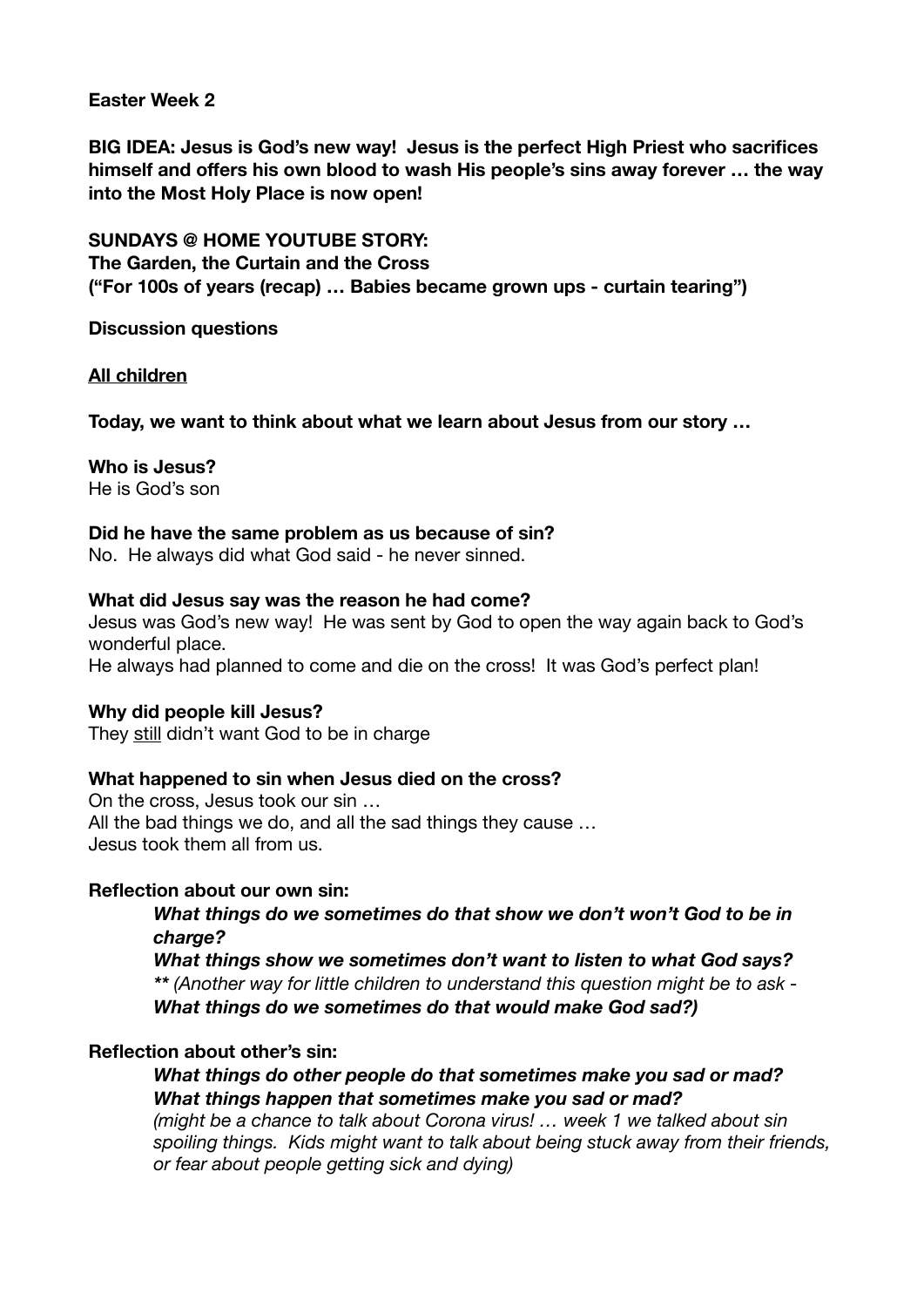**Easter Week 2**

**BIG IDEA: Jesus is God's new way! Jesus is the perfect High Priest who sacrifices himself and offers his own blood to wash His people's sins away forever … the way into the Most Holy Place is now open!**

**SUNDAYS @ HOME YOUTUBE STORY:**
**The Garden, the Curtain and the Cross**
**("For 100s of years (recap) … Babies became grown ups - curtain tearing")**

**Discussion questions**

**<u>All children</u>**

**Today, we want to think about what we learn about Jesus from our story …**

**Who is Jesus?**
He is God's son

**Did he have the same problem as us because of sin?**
No. He always did what God said - he never sinned.

**What did Jesus say was the reason he had come?**
Jesus was God's new way! He was sent by God to open the way again back to God's wonderful place.
He always had planned to come and die on the cross! It was God's perfect plan!

**Why did people kill Jesus?**
They <u>still</u> didn't want God to be in charge

**What happened to sin when Jesus died on the cross?**
On the cross, Jesus took our sin …
All the bad things we do, and all the sad things they cause …
Jesus took them all from us.

**Reflection about our own sin:**

> ***What things do we sometimes do that show we don't won't God to be in charge?***
> ***What things show we sometimes don't want to listen to what God says?***
> ***\*\**** *(Another way for little children to understand this question might be to ask -* ***What things do we sometimes do that would make God sad?)***

**Reflection about other's sin:**

> ***What things do other people do that sometimes make you sad or mad?***
> ***What things happen that sometimes make you sad or mad?***
> *(might be a chance to talk about Corona virus! … week 1 we talked about sin spoiling things. Kids might want to talk about being stuck away from their friends, or fear about people getting sick and dying)*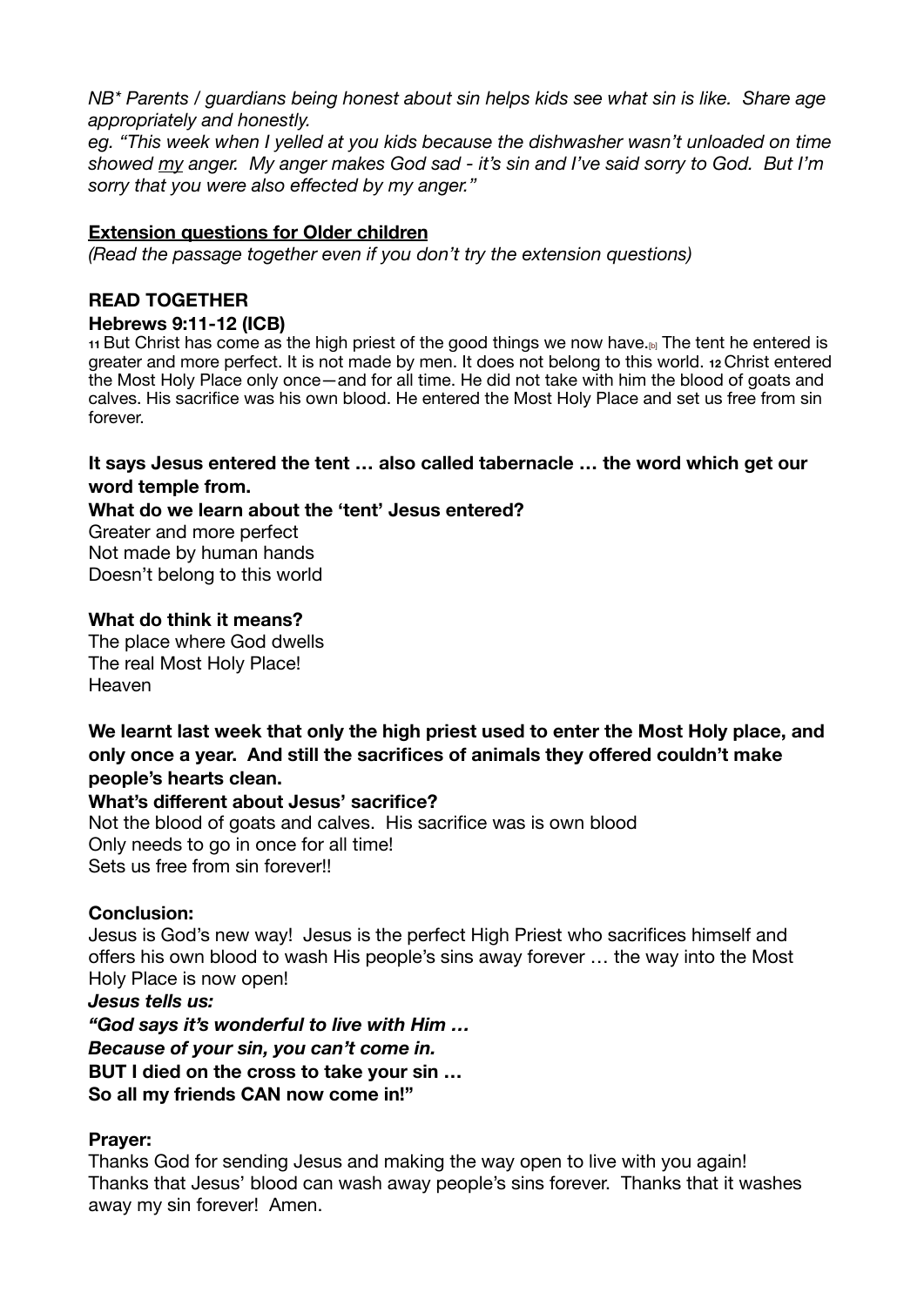*NB* Parents / guardians being honest about sin helps kids see what sin is like. Share age appropriately and honestly.*

*eg. "This week when I yelled at you kids because the dishwasher wasn't unloaded on time showed my anger. My anger makes God sad - it's sin and I've said sorry to God. But I'm sorry that you were also effected by my anger."*

**Extension questions for Older children**

*(Read the passage together even if you don't try the extension questions)*

**READ TOGETHER**

**Hebrews 9:11-12 (ICB)**

**11** But Christ has come as the high priest of the good things we now have.[b] The tent he entered is greater and more perfect. It is not made by men. It does not belong to this world. **12** Christ entered the Most Holy Place only once—and for all time. He did not take with him the blood of goats and calves. His sacrifice was his own blood. He entered the Most Holy Place and set us free from sin forever.

**It says Jesus entered the tent … also called tabernacle … the word which get our word temple from.**

**What do we learn about the 'tent' Jesus entered?**

Greater and more perfect
Not made by human hands
Doesn't belong to this world

**What do think it means?**

The place where God dwells
The real Most Holy Place!
Heaven

**We learnt last week that only the high priest used to enter the Most Holy place, and only once a year. And still the sacrifices of animals they offered couldn't make people's hearts clean.**

**What's different about Jesus' sacrifice?**

Not the blood of goats and calves. His sacrifice was is own blood
Only needs to go in once for all time!
Sets us free from sin forever!!

**Conclusion:**

Jesus is God's new way! Jesus is the perfect High Priest who sacrifices himself and offers his own blood to wash His people's sins away forever … the way into the Most Holy Place is now open!

***Jesus tells us:***

***"God says it's wonderful to live with Him …***
***Because of your sin, you can't come in.***
**BUT I died on the cross to take your sin …**
**So all my friends CAN now come in!"**

**Prayer:**

Thanks God for sending Jesus and making the way open to live with you again! Thanks that Jesus' blood can wash away people's sins forever. Thanks that it washes away my sin forever! Amen.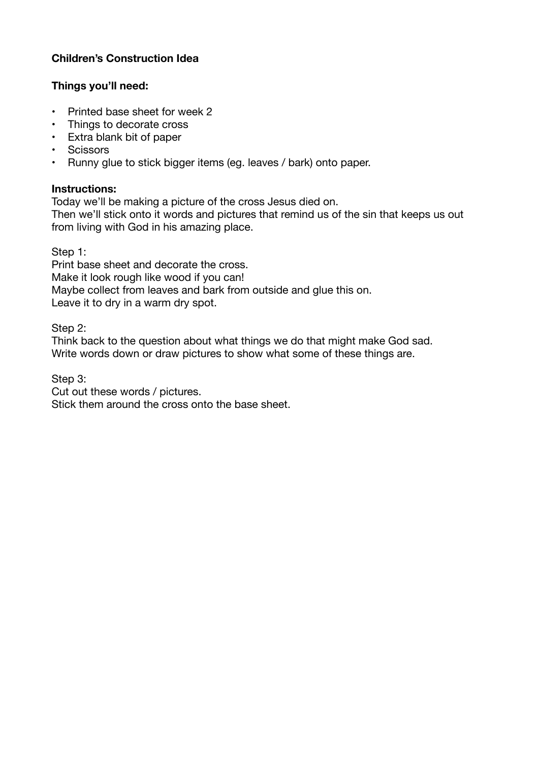**Children's Construction Idea**

**Things you'll need:**

- Printed base sheet for week 2
- Things to decorate cross
- Extra blank bit of paper
- Scissors
- Runny glue to stick bigger items (eg. leaves / bark) onto paper.

**Instructions:**

Today we'll be making a picture of the cross Jesus died on.
Then we'll stick onto it words and pictures that remind us of the sin that keeps us out from living with God in his amazing place.

Step 1:
Print base sheet and decorate the cross.
Make it look rough like wood if you can!
Maybe collect from leaves and bark from outside and glue this on.
Leave it to dry in a warm dry spot.

Step 2:
Think back to the question about what things we do that might make God sad.
Write words down or draw pictures to show what some of these things are.

Step 3:
Cut out these words / pictures.
Stick them around the cross onto the base sheet.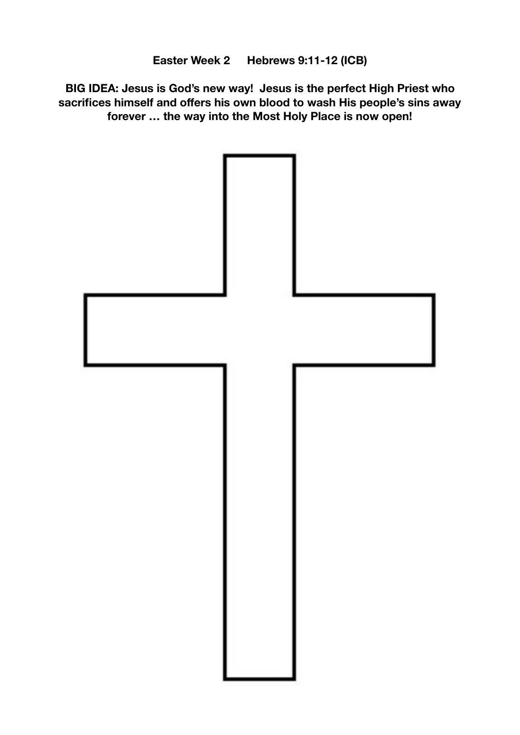**Easter Week 2 Hebrews 9:11-12 (ICB)**

**BIG IDEA: Jesus is God's new way! Jesus is the perfect High Priest who sacrifices himself and offers his own blood to wash His people's sins away forever … the way into the Most Holy Place is now open!**